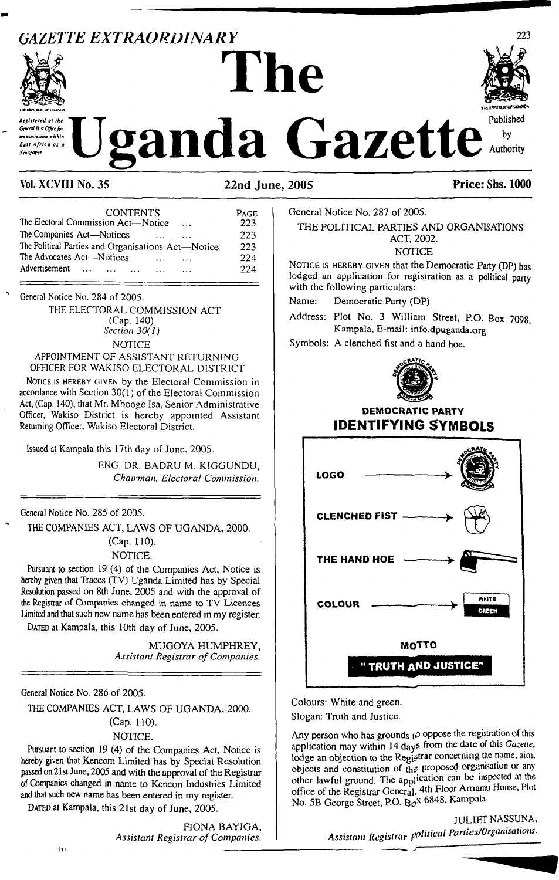*GAZETTE EXTRAORDINARY*

Registered at the General Post Office for transmission within East Africa as a Newspaper

# The Uganda Gazette

Published by Authority

Vol. XCVIII No. 35 — 22nd June, 2005 — Price: Shs. 1000

| CONTENTS | PAGE |
|---|---|
| The Electoral Commission Act—Notice ... | 223 |
| The Companies Act—Notices ... ... | 223 |
| The Political Parties and Organisations Act—Notice | 223 |
| The Advocates Act—Notices ... ... | 224 |
| Advertisement ... ... ... ... ... ... | 224 |

General Notice No. 284 of 2005.

THE ELECTORAL COMMISSION ACT
(Cap. 140)
*Section 30(1)*
NOTICE

APPOINTMENT OF ASSISTANT RETURNING OFFICER FOR WAKISO ELECTORAL DISTRICT

NOTICE IS HEREBY GIVEN by the Electoral Commission in accordance with Section 30(1) of the Electoral Commission Act, (Cap. 140), that Mr. Mbooge Isa, Senior Administrative Officer, Wakiso District is hereby appointed Assistant Returning Officer, Wakiso Electoral District.

Issued at Kampala this 17th day of June, 2005.

ENG. DR. BADRU M. KIGGUNDU,
*Chairman, Electoral Commission.*

General Notice No. 285 of 2005.

THE COMPANIES ACT, LAWS OF UGANDA, 2000.
(Cap. 110).
NOTICE.

Pursuant to section 19 (4) of the Companies Act, Notice is hereby given that Traces (TV) Uganda Limited has by Special Resolution passed on 8th June, 2005 and with the approval of the Registrar of Companies changed in name to TV Licences Limited and that such new name has been entered in my register.

DATED at Kampala, this 10th day of June, 2005.

MUGOYA HUMPHREY,
*Assistant Registrar of Companies.*

General Notice No. 286 of 2005.

THE COMPANIES ACT, LAWS OF UGANDA, 2000.
(Cap. 110).
NOTICE.

Pursuant to section 19 (4) of the Companies Act, Notice is hereby given that Kencom Limited has by Special Resolution passed on 21st June, 2005 and with the approval of the Registrar of Companies changed in name to Kencon Industries Limited and that such new name has been entered in my register.

DATED at Kampala, this 21st day of June, 2005.

FIONA BAYIGA,
*Assistant Registrar of Companies.*

General Notice No. 287 of 2005.

THE POLITICAL PARTIES AND ORGANISATIONS ACT, 2002.
NOTICE

NOTICE IS HEREBY GIVEN that the Democratic Party (DP) has lodged an application for registration as a political party with the following particulars:

Name: Democratic Party (DP)

Address: Plot No. 3 William Street, P.O. Box 7098, Kampala, E-mail: info.dpuganda.org

Symbols: A clenched fist and a hand hoe.

DEMOCRATIC PARTY
**IDENTIFYING SYMBOLS**

LOGO →

CLENCHED FIST →

THE HAND HOE →

COLOUR → WHITE / GREEN

MOTTO
" TRUTH AND JUSTICE"

Colours: White and green.

Slogan: Truth and Justice.

Any person who has grounds to oppose the registration of this application may within 14 days from the date of this Gazette, lodge an objection to the Registrar concerning the name, aim, objects and constitution of the proposed organisation or any other lawful ground. The application can be inspected at the office of the Registrar General, 4th Floor Amamu House, Plot No. 5B George Street, P.O. Box 6848, Kampala.

JULIET NASSUNA,
*Assistant Registrar Political Parties/Organisations.*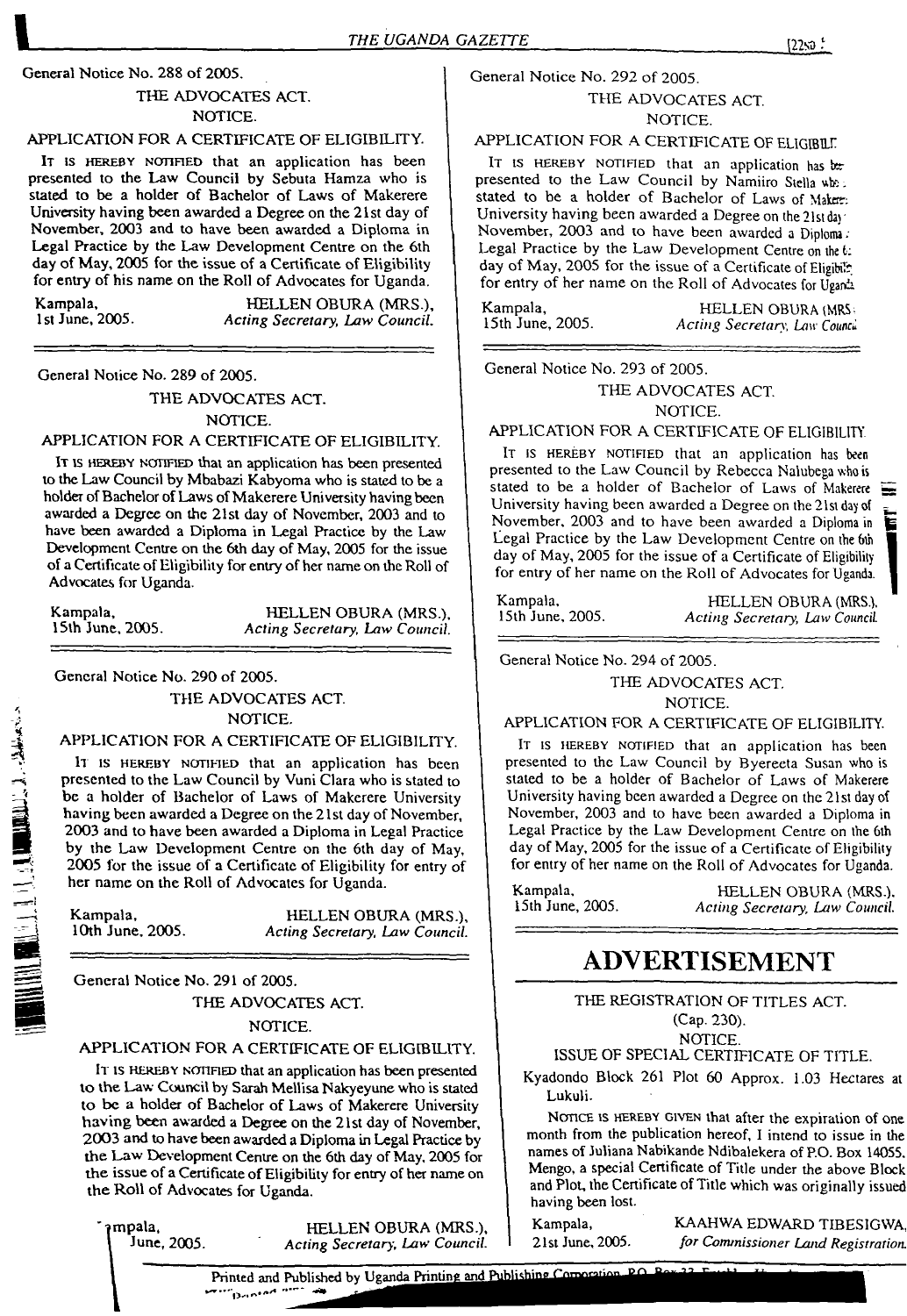General Notice No. 288 of 2005.

THE ADVOCATES ACT.

NOTICE.

APPLICATION FOR A CERTIFICATE OF ELIGIBILITY.

IT IS HEREBY NOTIFIED that an application has been presented to the Law Council by Sebuta Hamza who is stated to be a holder of Bachelor of Laws of Makerere University having been awarded a Degree on the 21st day of November, 2003 and to have been awarded a Diploma in Legal Practice by the Law Development Centre on the 6th day of May, 2005 for the issue of a Certificate of Eligibility for entry of his name on the Roll of Advocates for Uganda.

Kampala,
1st June, 2005.

HELLEN OBURA (MRS.),
*Acting Secretary, Law Council.*

---

General Notice No. 289 of 2005.

THE ADVOCATES ACT.

NOTICE.

APPLICATION FOR A CERTIFICATE OF ELIGIBILITY.

IT IS HEREBY NOTIFIED that an application has been presented to the Law Council by Mbabazi Kabyoma who is stated to be a holder of Bachelor of Laws of Makerere University having been awarded a Degree on the 21st day of November, 2003 and to have been awarded a Diploma in Legal Practice by the Law Development Centre on the 6th day of May, 2005 for the issue of a Certificate of Eligibility for entry of her name on the Roll of Advocates for Uganda.

Kampala,
15th June, 2005.

HELLEN OBURA (MRS.),
*Acting Secretary, Law Council.*

---

General Notice No. 290 of 2005.

THE ADVOCATES ACT.

NOTICE.

APPLICATION FOR A CERTIFICATE OF ELIGIBILITY.

IT IS HEREBY NOTIFIED that an application has been presented to the Law Council by Vuni Clara who is stated to be a holder of Bachelor of Laws of Makerere University having been awarded a Degree on the 21st day of November, 2003 and to have been awarded a Diploma in Legal Practice by the Law Development Centre on the 6th day of May, 2005 for the issue of a Certificate of Eligibility for entry of her name on the Roll of Advocates for Uganda.

Kampala,
10th June, 2005.

HELLEN OBURA (MRS.),
*Acting Secretary, Law Council.*

---

General Notice No. 291 of 2005.

THE ADVOCATES ACT.

NOTICE.

APPLICATION FOR A CERTIFICATE OF ELIGIBILITY.

IT IS HEREBY NOTIFIED that an application has been presented to the Law Council by Sarah Mellisa Nakyeyune who is stated to be a holder of Bachelor of Laws of Makerere University having been awarded a Degree on the 21st day of November, 2003 and to have been awarded a Diploma in Legal Practice by the Law Development Centre on the 6th day of May, 2005 for the issue of a Certificate of Eligibility for entry of her name on the Roll of Advocates for Uganda.

Kampala,
June, 2005.

HELLEN OBURA (MRS.),
*Acting Secretary, Law Council.*

---

General Notice No. 292 of 2005.

THE ADVOCATES ACT.

NOTICE.

APPLICATION FOR A CERTIFICATE OF ELIGIBILITY.

IT IS HEREBY NOTIFIED that an application has been presented to the Law Council by Namiiro Stella who is stated to be a holder of Bachelor of Laws of Makerere University having been awarded a Degree on the 21st day of November, 2003 and to have been awarded a Diploma in Legal Practice by the Law Development Centre on the 6th day of May, 2005 for the issue of a Certificate of Eligibility for entry of her name on the Roll of Advocates for Uganda.

Kampala,
15th June, 2005.

HELLEN OBURA (MRS.),
*Acting Secretary, Law Council.*

---

General Notice No. 293 of 2005.

THE ADVOCATES ACT.

NOTICE.

APPLICATION FOR A CERTIFICATE OF ELIGIBILITY.

IT IS HEREBY NOTIFIED that an application has been presented to the Law Council by Rebecca Nalubega who is stated to be a holder of Bachelor of Laws of Makerere University having been awarded a Degree on the 21st day of November, 2003 and to have been awarded a Diploma in Legal Practice by the Law Development Centre on the 6th day of May, 2005 for the issue of a Certificate of Eligibility for entry of her name on the Roll of Advocates for Uganda.

Kampala,
15th June, 2005.

HELLEN OBURA (MRS.),
*Acting Secretary, Law Council.*

---

General Notice No. 294 of 2005.

THE ADVOCATES ACT.

NOTICE.

APPLICATION FOR A CERTIFICATE OF ELIGIBILITY.

IT IS HEREBY NOTIFIED that an application has been presented to the Law Council by Byereeta Susan who is stated to be a holder of Bachelor of Laws of Makerere University having been awarded a Degree on the 21st day of November, 2003 and to have been awarded a Diploma in Legal Practice by the Law Development Centre on the 6th day of May, 2005 for the issue of a Certificate of Eligibility for entry of her name on the Roll of Advocates for Uganda.

Kampala,
15th June, 2005.

HELLEN OBURA (MRS.),
*Acting Secretary, Law Council.*

---

# ADVERTISEMENT

THE REGISTRATION OF TITLES ACT.

(Cap. 230).

NOTICE.

ISSUE OF SPECIAL CERTIFICATE OF TITLE.

Kyadondo Block 261 Plot 60 Approx. 1.03 Hectares at Lukuli.

NOTICE IS HEREBY GIVEN that after the expiration of one month from the publication hereof, I intend to issue in the names of Juliana Nabikande Ndibalekera of P.O. Box 14055, Mengo, a special Certificate of Title under the above Block and Plot, the Certificate of Title which was originally issued having been lost.

Kampala,
21st June, 2005.

KAAHWA EDWARD TIBESIGWA,
*for Commissioner Land Registration.*

---

Printed and Published by Uganda Printing and Publishing Corporation